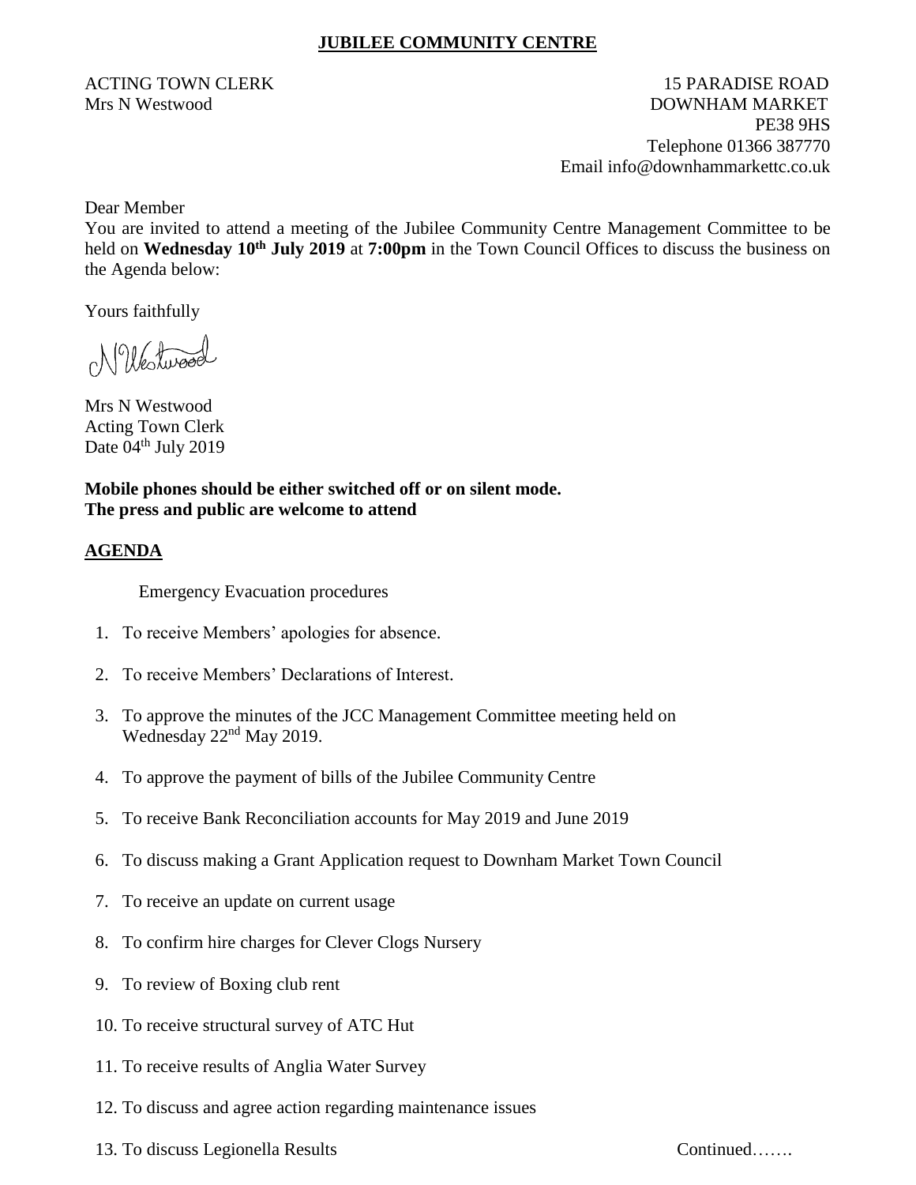**JUBILEE COMMUNITY CENTRE**

ACTING TOWN CLERK
Mrs N Westwood

15 PARADISE ROAD
DOWNHAM MARKET
PE38 9HS
Telephone 01366 387770
Email info@downhammarkettc.co.uk

Dear Member

You are invited to attend a meeting of the Jubilee Community Centre Management Committee to be held on **Wednesday 10th July 2019** at **7:00pm** in the Town Council Offices to discuss the business on the Agenda below:

Yours faithfully

N Westwood

Mrs N Westwood
Acting Town Clerk
Date 04th July 2019

**Mobile phones should be either switched off or on silent mode.**
**The press and public are welcome to attend**

## AGENDA

Emergency Evacuation procedures

1. To receive Members' apologies for absence.
2. To receive Members' Declarations of Interest.
3. To approve the minutes of the JCC Management Committee meeting held on Wednesday 22nd May 2019.
4. To approve the payment of bills of the Jubilee Community Centre
5. To receive Bank Reconciliation accounts for May 2019 and June 2019
6. To discuss making a Grant Application request to Downham Market Town Council
7. To receive an update on current usage
8. To confirm hire charges for Clever Clogs Nursery
9. To review of Boxing club rent
10. To receive structural survey of ATC Hut
11. To receive results of Anglia Water Survey
12. To discuss and agree action regarding maintenance issues
13. To discuss Legionella Results

Continued…….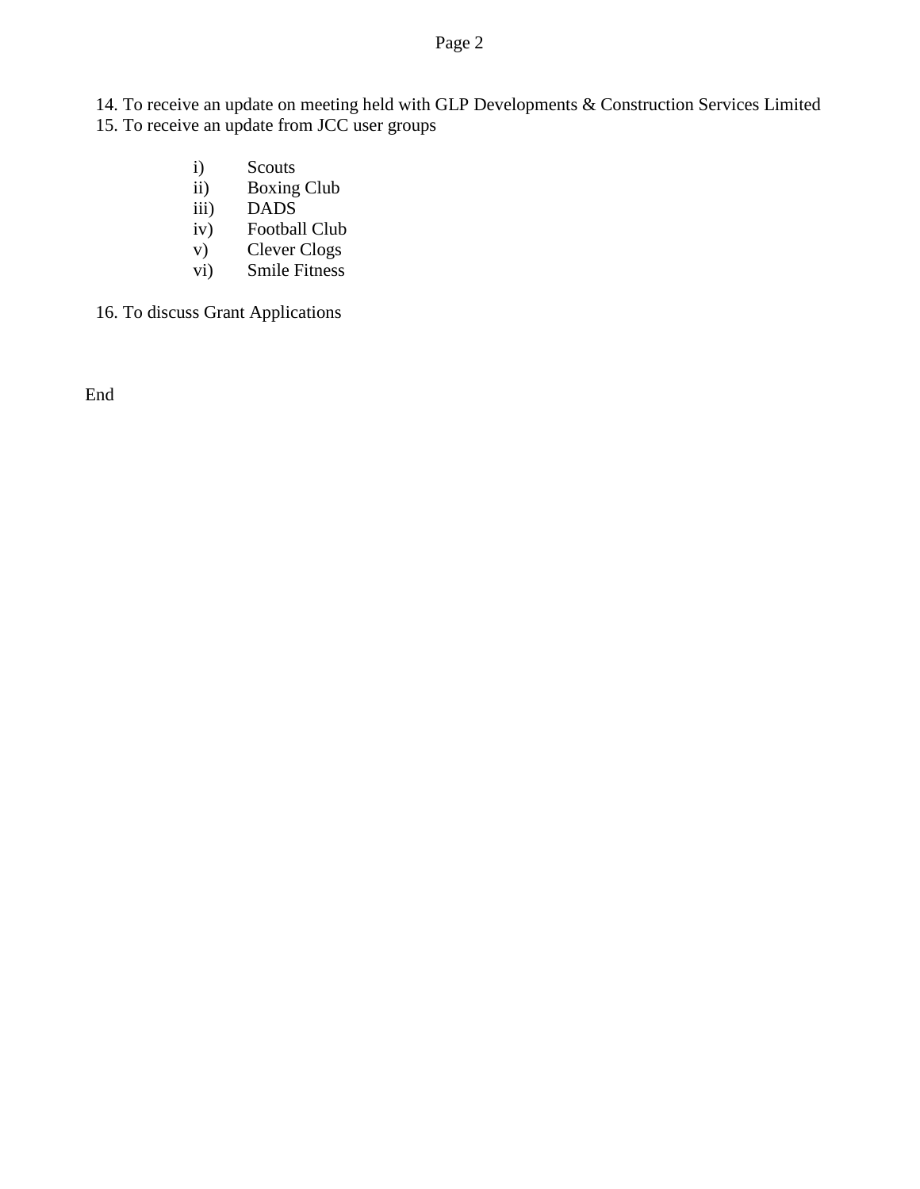14. To receive an update on meeting held with GLP Developments & Construction Services Limited
15. To receive an update from JCC user groups

    i) Scouts
    ii) Boxing Club
    iii) DADS
    iv) Football Club
    v) Clever Clogs
    vi) Smile Fitness

16. To discuss Grant Applications

End